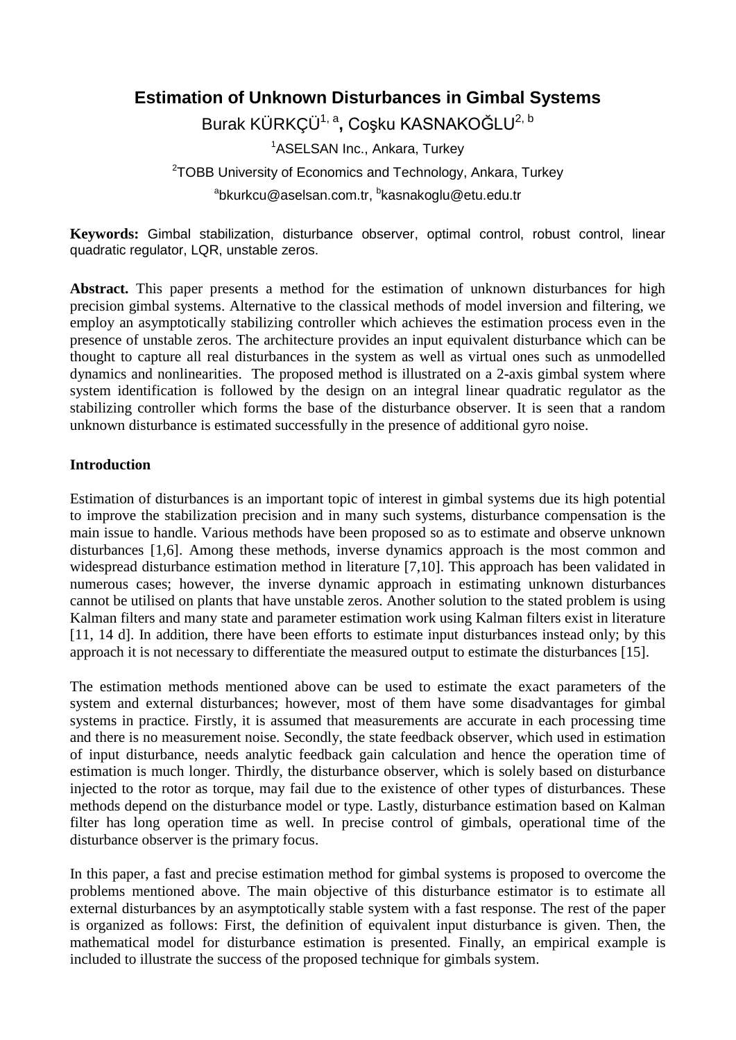# Estimation of Unknown Disturbances in Gimbal Systems

Burak KÜRKÇÜ[1, a], Coşku KASNAKOĞLU[2, b]

[1]ASELSAN Inc., Ankara, Turkey

[2]TOBB University of Economics and Technology, Ankara, Turkey

[a]bkurkcu@aselsan.com.tr, [b]kasnakoglu@etu.edu.tr

**Keywords:** Gimbal stabilization, disturbance observer, optimal control, robust control, linear quadratic regulator, LQR, unstable zeros.

**Abstract.** This paper presents a method for the estimation of unknown disturbances for high precision gimbal systems. Alternative to the classical methods of model inversion and filtering, we employ an asymptotically stabilizing controller which achieves the estimation process even in the presence of unstable zeros. The architecture provides an input equivalent disturbance which can be thought to capture all real disturbances in the system as well as virtual ones such as unmodelled dynamics and nonlinearities. The proposed method is illustrated on a 2-axis gimbal system where system identification is followed by the design on an integral linear quadratic regulator as the stabilizing controller which forms the base of the disturbance observer. It is seen that a random unknown disturbance is estimated successfully in the presence of additional gyro noise.

## Introduction

Estimation of disturbances is an important topic of interest in gimbal systems due its high potential to improve the stabilization precision and in many such systems, disturbance compensation is the main issue to handle. Various methods have been proposed so as to estimate and observe unknown disturbances [1,6]. Among these methods, inverse dynamics approach is the most common and widespread disturbance estimation method in literature [7,10]. This approach has been validated in numerous cases; however, the inverse dynamic approach in estimating unknown disturbances cannot be utilised on plants that have unstable zeros. Another solution to the stated problem is using Kalman filters and many state and parameter estimation work using Kalman filters exist in literature [11, 14 d]. In addition, there have been efforts to estimate input disturbances instead only; by this approach it is not necessary to differentiate the measured output to estimate the disturbances [15].

The estimation methods mentioned above can be used to estimate the exact parameters of the system and external disturbances; however, most of them have some disadvantages for gimbal systems in practice. Firstly, it is assumed that measurements are accurate in each processing time and there is no measurement noise. Secondly, the state feedback observer, which used in estimation of input disturbance, needs analytic feedback gain calculation and hence the operation time of estimation is much longer. Thirdly, the disturbance observer, which is solely based on disturbance injected to the rotor as torque, may fail due to the existence of other types of disturbances. These methods depend on the disturbance model or type. Lastly, disturbance estimation based on Kalman filter has long operation time as well. In precise control of gimbals, operational time of the disturbance observer is the primary focus.

In this paper, a fast and precise estimation method for gimbal systems is proposed to overcome the problems mentioned above. The main objective of this disturbance estimator is to estimate all external disturbances by an asymptotically stable system with a fast response. The rest of the paper is organized as follows: First, the definition of equivalent input disturbance is given. Then, the mathematical model for disturbance estimation is presented. Finally, an empirical example is included to illustrate the success of the proposed technique for gimbals system.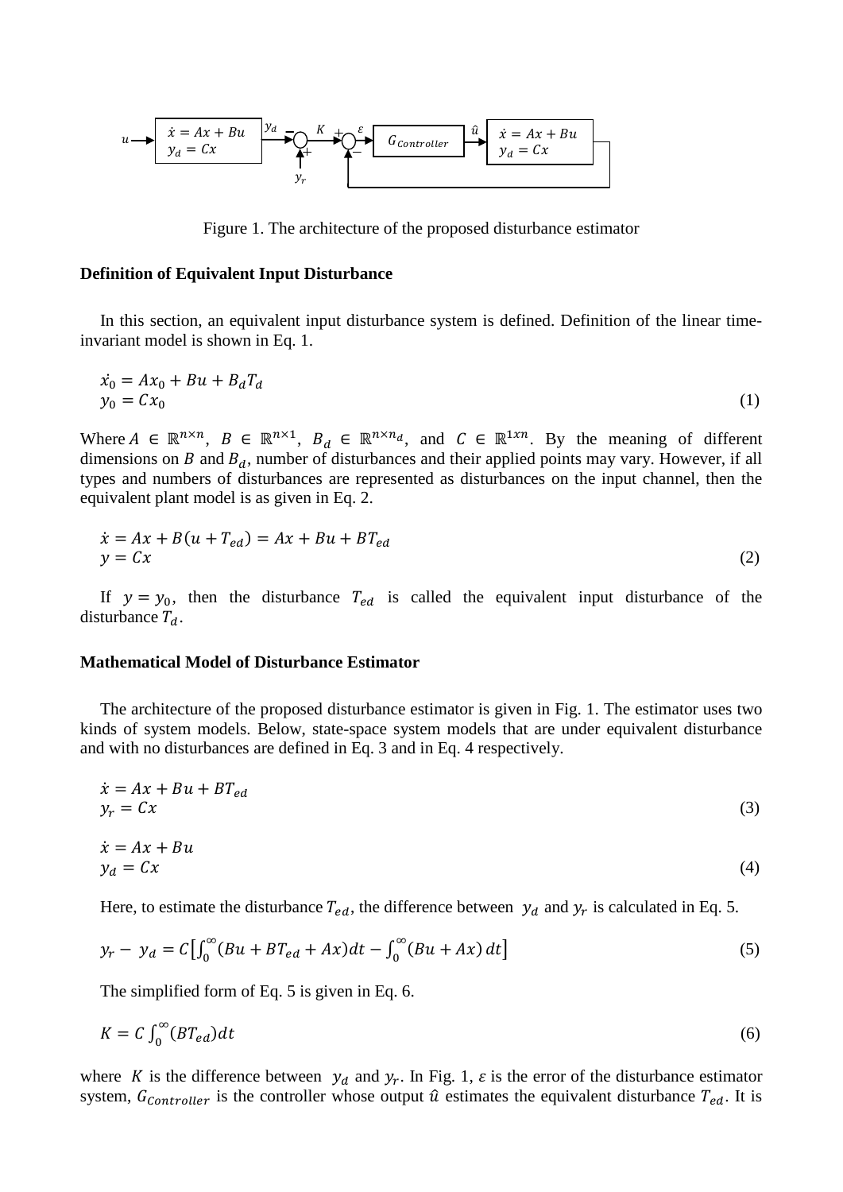Figure 1. The architecture of the proposed disturbance estimator

**Definition of Equivalent Input Disturbance**

In this section, an equivalent input disturbance system is defined. Definition of the linear time-invariant model is shown in Eq. 1.

$$\dot{x_0} = Ax_0 + Bu + B_d T_d$$
$$y_0 = Cx_0 \tag{1}$$

Where $A \in \mathbb{R}^{n \times n}$, $B \in \mathbb{R}^{n \times 1}$, $B_d \in \mathbb{R}^{n \times n_d}$, and $C \in \mathbb{R}^{1xn}$. By the meaning of different dimensions on $B$ and $B_d$, number of disturbances and their applied points may vary. However, if all types and numbers of disturbances are represented as disturbances on the input channel, then the equivalent plant model is as given in Eq. 2.

$$\dot{x} = Ax + B(u + T_{ed}) = Ax + Bu + BT_{ed}$$
$$y = Cx \tag{2}$$

If $y = y_0$, then the disturbance $T_{ed}$ is called the equivalent input disturbance of the disturbance $T_d$.

**Mathematical Model of Disturbance Estimator**

The architecture of the proposed disturbance estimator is given in Fig. 1. The estimator uses two kinds of system models. Below, state-space system models that are under equivalent disturbance and with no disturbances are defined in Eq. 3 and in Eq. 4 respectively.

$$\dot{x} = Ax + Bu + BT_{ed}$$
$$y_r = Cx \tag{3}$$

$$\dot{x} = Ax + Bu$$
$$y_d = Cx \tag{4}$$

Here, to estimate the disturbance $T_{ed}$, the difference between $y_d$ and $y_r$ is calculated in Eq. 5.

$$y_r - y_d = C\left[\int_0^\infty (Bu + BT_{ed} + Ax)dt - \int_0^\infty (Bu + Ax)\, dt\right] \tag{5}$$

The simplified form of Eq. 5 is given in Eq. 6.

$$K = C\int_0^\infty (BT_{ed})dt \tag{6}$$

where $K$ is the difference between $y_d$ and $y_r$. In Fig. 1, $\varepsilon$ is the error of the disturbance estimator system, $G_{Controller}$ is the controller whose output $\hat{u}$ estimates the equivalent disturbance $T_{ed}$. It is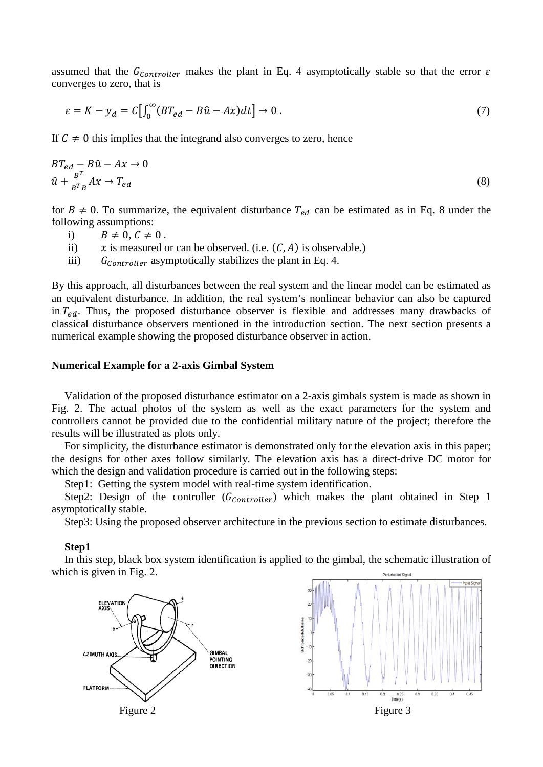assumed that the $G_{Controller}$ makes the plant in Eq. 4 asymptotically stable so that the error $\varepsilon$ converges to zero, that is

$$\varepsilon = K - y_d = C\left[\int_0^\infty (BT_{ed} - B\hat{u} - Ax)dt\right] \to 0 \,. \tag{7}$$

If $C \neq 0$ this implies that the integrand also converges to zero, hence

$$\begin{aligned} &BT_{ed} - B\hat{u} - Ax \to 0 \\ &\hat{u} + \frac{B^T}{B^T B} Ax \to T_{ed} \end{aligned} \tag{8}$$

for $B \neq 0$. To summarize, the equivalent disturbance $T_{ed}$ can be estimated as in Eq. 8 under the following assumptions:

i) $B \neq 0, C \neq 0$ .
ii) $x$ is measured or can be observed. (i.e. $(C, A)$ is observable.)
iii) $G_{Controller}$ asymptotically stabilizes the plant in Eq. 4.

By this approach, all disturbances between the real system and the linear model can be estimated as an equivalent disturbance. In addition, the real system's nonlinear behavior can also be captured in $T_{ed}$. Thus, the proposed disturbance observer is flexible and addresses many drawbacks of classical disturbance observers mentioned in the introduction section. The next section presents a numerical example showing the proposed disturbance observer in action.

### Numerical Example for a 2-axis Gimbal System

Validation of the proposed disturbance estimator on a 2-axis gimbals system is made as shown in Fig. 2. The actual photos of the system as well as the exact parameters for the system and controllers cannot be provided due to the confidential military nature of the project; therefore the results will be illustrated as plots only.

For simplicity, the disturbance estimator is demonstrated only for the elevation axis in this paper; the designs for other axes follow similarly. The elevation axis has a direct-drive DC motor for which the design and validation procedure is carried out in the following steps:

Step1: Getting the system model with real-time system identification.

Step2: Design of the controller ($G_{Controller}$) which makes the plant obtained in Step 1 asymptotically stable.

Step3: Using the proposed observer architecture in the previous section to estimate disturbances.

**Step1**

In this step, black box system identification is applied to the gimbal, the schematic illustration of which is given in Fig. 2.

Figure 2

Figure 3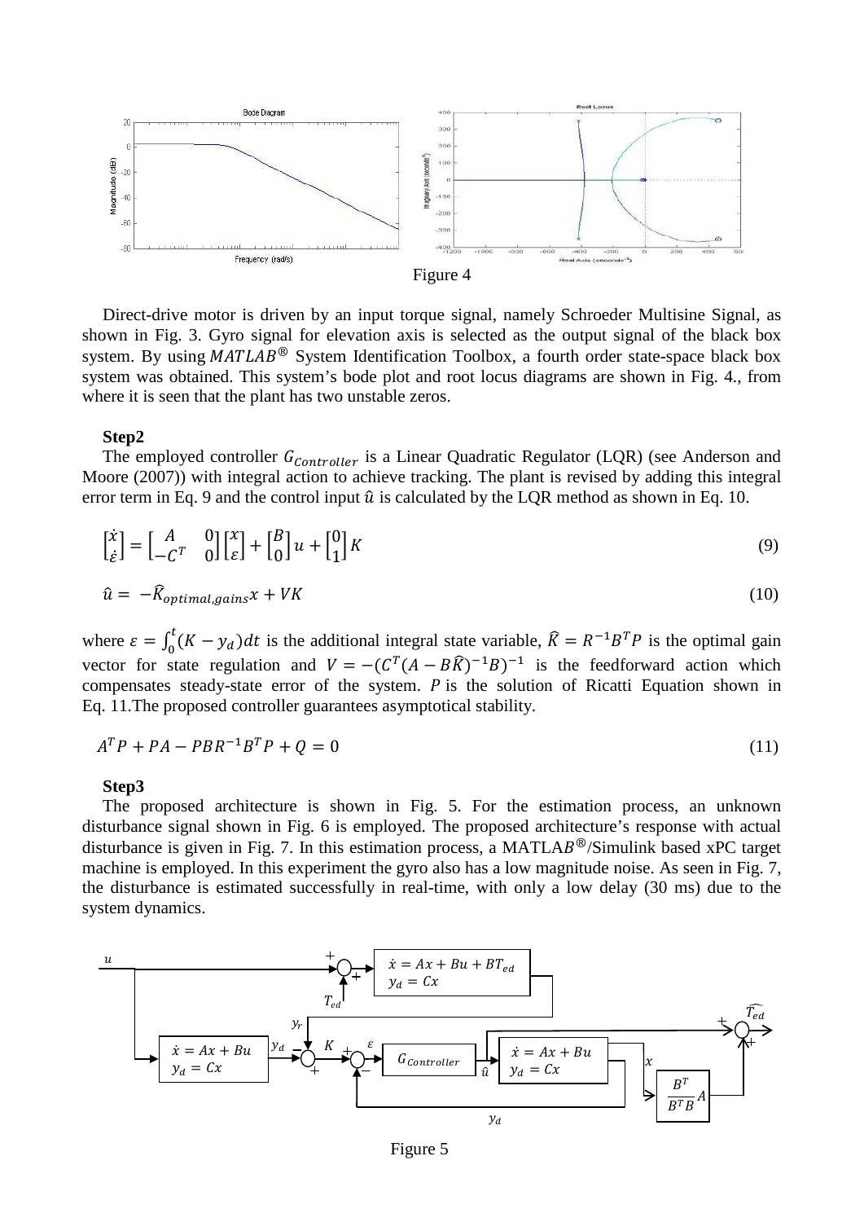Figure 4

Direct-drive motor is driven by an input torque signal, namely Schroeder Multisine Signal, as shown in Fig. 3. Gyro signal for elevation axis is selected as the output signal of the black box system. By using $MATLAB^{®}$ System Identification Toolbox, a fourth order state-space black box system was obtained. This system's bode plot and root locus diagrams are shown in Fig. 4., from where it is seen that the plant has two unstable zeros.

**Step2**

The employed controller $G_{Controller}$ is a Linear Quadratic Regulator (LQR) (see Anderson and Moore (2007)) with integral action to achieve tracking. The plant is revised by adding this integral error term in Eq. 9 and the control input $\hat{u}$ is calculated by the LQR method as shown in Eq. 10.

$$\begin{bmatrix} \dot{x} \\ \dot{\varepsilon} \end{bmatrix} = \begin{bmatrix} A & 0 \\ -C^T & 0 \end{bmatrix} \begin{bmatrix} x \\ \varepsilon \end{bmatrix} + \begin{bmatrix} B \\ 0 \end{bmatrix} u + \begin{bmatrix} 0 \\ 1 \end{bmatrix} K \tag{9}$$

$$\hat{u} = -\widehat{K}_{optimal,gains} x + VK \tag{10}$$

where $\varepsilon = \int_0^t (K - y_d) dt$ is the additional integral state variable, $\widehat{K} = R^{-1} B^T P$ is the optimal gain vector for state regulation and $V = -(C^T (A - B\widehat{K})^{-1} B)^{-1}$ is the feedforward action which compensates steady-state error of the system. $P$ is the solution of Ricatti Equation shown in Eq. 11.The proposed controller guarantees asymptotical stability.

$$A^T P + PA - PBR^{-1} B^T P + Q = 0 \tag{11}$$

**Step3**

The proposed architecture is shown in Fig. 5. For the estimation process, an unknown disturbance signal shown in Fig. 6 is employed. The proposed architecture's response with actual disturbance is given in Fig. 7. In this estimation process, a $MATLAB^{®}$/Simulink based xPC target machine is employed. In this experiment the gyro also has a low magnitude noise. As seen in Fig. 7, the disturbance is estimated successfully in real-time, with only a low delay (30 ms) due to the system dynamics.

Figure 5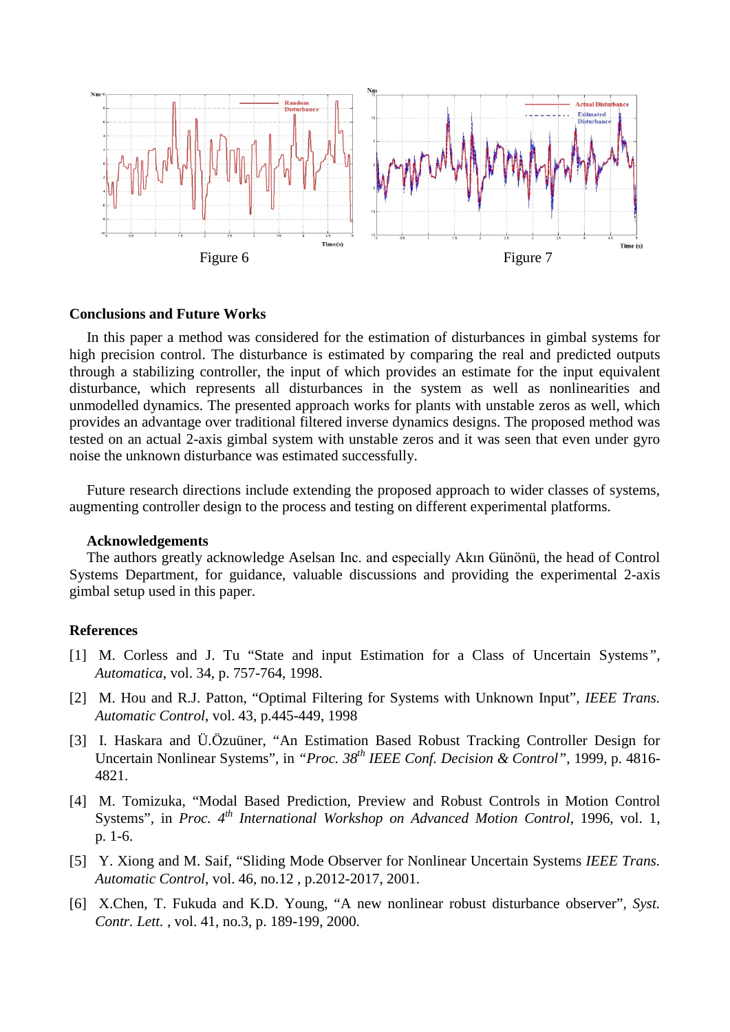Figure 6

Figure 7

## Conclusions and Future Works

In this paper a method was considered for the estimation of disturbances in gimbal systems for high precision control. The disturbance is estimated by comparing the real and predicted outputs through a stabilizing controller, the input of which provides an estimate for the input equivalent disturbance, which represents all disturbances in the system as well as nonlinearities and unmodelled dynamics. The presented approach works for plants with unstable zeros as well, which provides an advantage over traditional filtered inverse dynamics designs. The proposed method was tested on an actual 2-axis gimbal system with unstable zeros and it was seen that even under gyro noise the unknown disturbance was estimated successfully.

Future research directions include extending the proposed approach to wider classes of systems, augmenting controller design to the process and testing on different experimental platforms.

### Acknowledgements

The authors greatly acknowledge Aselsan Inc. and especially Akın Günönü, the head of Control Systems Department, for guidance, valuable discussions and providing the experimental 2-axis gimbal setup used in this paper.

## References

[1] M. Corless and J. Tu "State and input Estimation for a Class of Uncertain Systems", *Automatica*, vol. 34, p. 757-764, 1998.

[2] M. Hou and R.J. Patton, "Optimal Filtering for Systems with Unknown Input", *IEEE Trans. Automatic Control*, vol. 43, p.445-449, 1998

[3] I. Haskara and Ü.Özuüner, "An Estimation Based Robust Tracking Controller Design for Uncertain Nonlinear Systems", in *"Proc. 38th IEEE Conf. Decision & Control"*, 1999, p. 4816-4821.

[4] M. Tomizuka, "Modal Based Prediction, Preview and Robust Controls in Motion Control Systems", in *Proc. 4th International Workshop on Advanced Motion Control*, 1996, vol. 1, p. 1-6.

[5] Y. Xiong and M. Saif, "Sliding Mode Observer for Nonlinear Uncertain Systems *IEEE Trans. Automatic Control*, vol. 46, no.12 , p.2012-2017, 2001.

[6] X.Chen, T. Fukuda and K.D. Young, "A new nonlinear robust disturbance observer", *Syst. Contr. Lett.* , vol. 41, no.3, p. 189-199, 2000.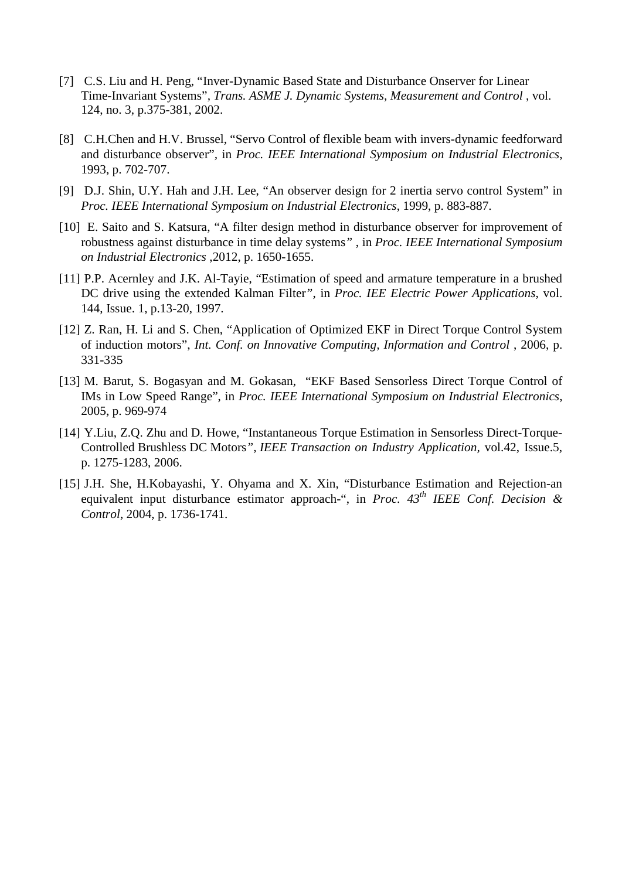[7] C.S. Liu and H. Peng, "Inver-Dynamic Based State and Disturbance Onserver for Linear Time-Invariant Systems", *Trans. ASME J. Dynamic Systems, Measurement and Control* , vol. 124, no. 3, p.375-381, 2002.

[8] C.H.Chen and H.V. Brussel, "Servo Control of flexible beam with invers-dynamic feedforward and disturbance observer", in *Proc. IEEE International Symposium on Industrial Electronics*, 1993, p. 702-707.

[9] D.J. Shin, U.Y. Hah and J.H. Lee, "An observer design for 2 inertia servo control System" in *Proc. IEEE International Symposium on Industrial Electronics*, 1999, p. 883-887.

[10] E. Saito and S. Katsura, "A filter design method in disturbance observer for improvement of robustness against disturbance in time delay systems" , in *Proc. IEEE International Symposium on Industrial Electronics* ,2012, p. 1650-1655.

[11] P.P. Acernley and J.K. Al-Tayie, "Estimation of speed and armature temperature in a brushed DC drive using the extended Kalman Filter", in *Proc. IEE Electric Power Applications*, vol. 144, Issue. 1, p.13-20, 1997.

[12] Z. Ran, H. Li and S. Chen, "Application of Optimized EKF in Direct Torque Control System of induction motors", *Int. Conf. on Innovative Computing, Information and Control* , 2006, p. 331-335

[13] M. Barut, S. Bogasyan and M. Gokasan, "EKF Based Sensorless Direct Torque Control of IMs in Low Speed Range", in *Proc. IEEE International Symposium on Industrial Electronics*, 2005, p. 969-974

[14] Y.Liu, Z.Q. Zhu and D. Howe, "Instantaneous Torque Estimation in Sensorless Direct-Torque-Controlled Brushless DC Motors", *IEEE Transaction on Industry Application*, vol.42, Issue.5, p. 1275-1283, 2006.

[15] J.H. She, H.Kobayashi, Y. Ohyama and X. Xin, "Disturbance Estimation and Rejection-an equivalent input disturbance estimator approach-", in *Proc. 43th IEEE Conf. Decision & Control*, 2004, p. 1736-1741.